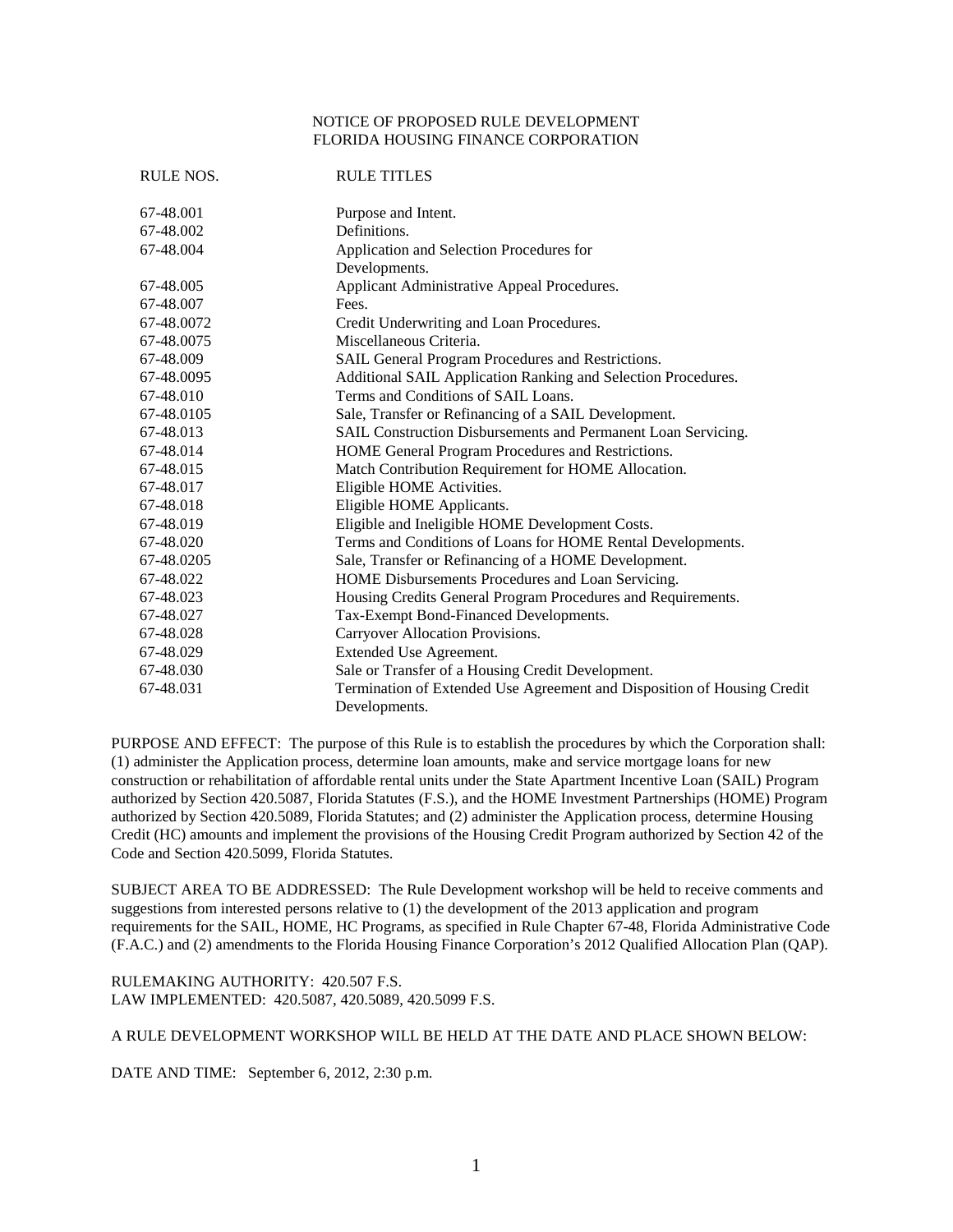NOTICE OF PROPOSED RULE DEVELOPMENT
FLORIDA HOUSING FINANCE CORPORATION

| RULE NOS. | RULE TITLES |
|---|---|
| 67-48.001 | Purpose and Intent. |
| 67-48.002 | Definitions. |
| 67-48.004 | Application and Selection Procedures for Developments. |
| 67-48.005 | Applicant Administrative Appeal Procedures. |
| 67-48.007 | Fees. |
| 67-48.0072 | Credit Underwriting and Loan Procedures. |
| 67-48.0075 | Miscellaneous Criteria. |
| 67-48.009 | SAIL General Program Procedures and Restrictions. |
| 67-48.0095 | Additional SAIL Application Ranking and Selection Procedures. |
| 67-48.010 | Terms and Conditions of SAIL Loans. |
| 67-48.0105 | Sale, Transfer or Refinancing of a SAIL Development. |
| 67-48.013 | SAIL Construction Disbursements and Permanent Loan Servicing. |
| 67-48.014 | HOME General Program Procedures and Restrictions. |
| 67-48.015 | Match Contribution Requirement for HOME Allocation. |
| 67-48.017 | Eligible HOME Activities. |
| 67-48.018 | Eligible HOME Applicants. |
| 67-48.019 | Eligible and Ineligible HOME Development Costs. |
| 67-48.020 | Terms and Conditions of Loans for HOME Rental Developments. |
| 67-48.0205 | Sale, Transfer or Refinancing of a HOME Development. |
| 67-48.022 | HOME Disbursements Procedures and Loan Servicing. |
| 67-48.023 | Housing Credits General Program Procedures and Requirements. |
| 67-48.027 | Tax-Exempt Bond-Financed Developments. |
| 67-48.028 | Carryover Allocation Provisions. |
| 67-48.029 | Extended Use Agreement. |
| 67-48.030 | Sale or Transfer of a Housing Credit Development. |
| 67-48.031 | Termination of Extended Use Agreement and Disposition of Housing Credit Developments. |

PURPOSE AND EFFECT: The purpose of this Rule is to establish the procedures by which the Corporation shall: (1) administer the Application process, determine loan amounts, make and service mortgage loans for new construction or rehabilitation of affordable rental units under the State Apartment Incentive Loan (SAIL) Program authorized by Section 420.5087, Florida Statutes (F.S.), and the HOME Investment Partnerships (HOME) Program authorized by Section 420.5089, Florida Statutes; and (2) administer the Application process, determine Housing Credit (HC) amounts and implement the provisions of the Housing Credit Program authorized by Section 42 of the Code and Section 420.5099, Florida Statutes.

SUBJECT AREA TO BE ADDRESSED: The Rule Development workshop will be held to receive comments and suggestions from interested persons relative to (1) the development of the 2013 application and program requirements for the SAIL, HOME, HC Programs, as specified in Rule Chapter 67-48, Florida Administrative Code (F.A.C.) and (2) amendments to the Florida Housing Finance Corporation's 2012 Qualified Allocation Plan (QAP).

RULEMAKING AUTHORITY: 420.507 F.S.
LAW IMPLEMENTED: 420.5087, 420.5089, 420.5099 F.S.

A RULE DEVELOPMENT WORKSHOP WILL BE HELD AT THE DATE AND PLACE SHOWN BELOW:

DATE AND TIME: September 6, 2012, 2:30 p.m.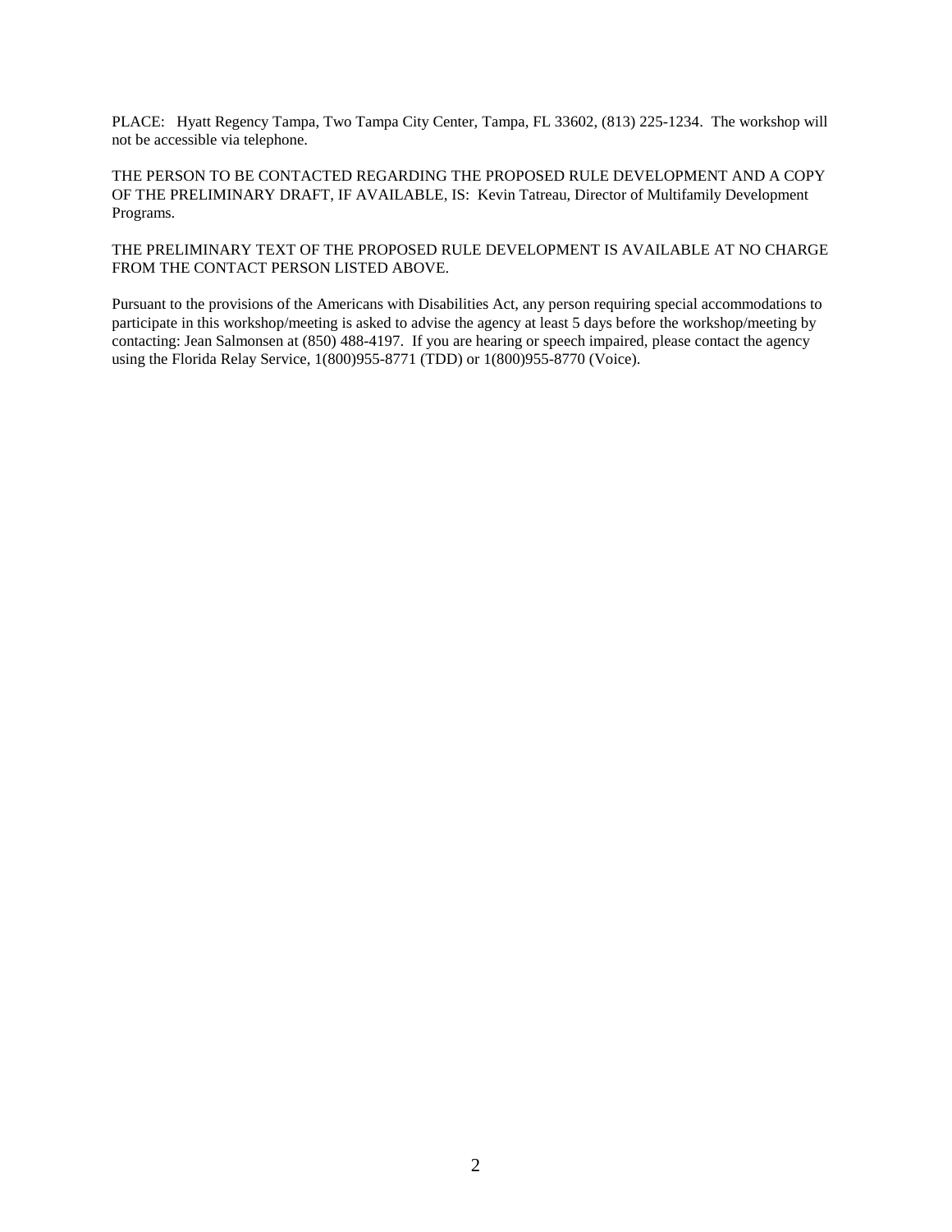PLACE: Hyatt Regency Tampa, Two Tampa City Center, Tampa, FL 33602, (813) 225-1234. The workshop will not be accessible via telephone.

THE PERSON TO BE CONTACTED REGARDING THE PROPOSED RULE DEVELOPMENT AND A COPY OF THE PRELIMINARY DRAFT, IF AVAILABLE, IS: Kevin Tatreau, Director of Multifamily Development Programs.

THE PRELIMINARY TEXT OF THE PROPOSED RULE DEVELOPMENT IS AVAILABLE AT NO CHARGE FROM THE CONTACT PERSON LISTED ABOVE.

Pursuant to the provisions of the Americans with Disabilities Act, any person requiring special accommodations to participate in this workshop/meeting is asked to advise the agency at least 5 days before the workshop/meeting by contacting: Jean Salmonsen at (850) 488-4197. If you are hearing or speech impaired, please contact the agency using the Florida Relay Service, 1(800)955-8771 (TDD) or 1(800)955-8770 (Voice).